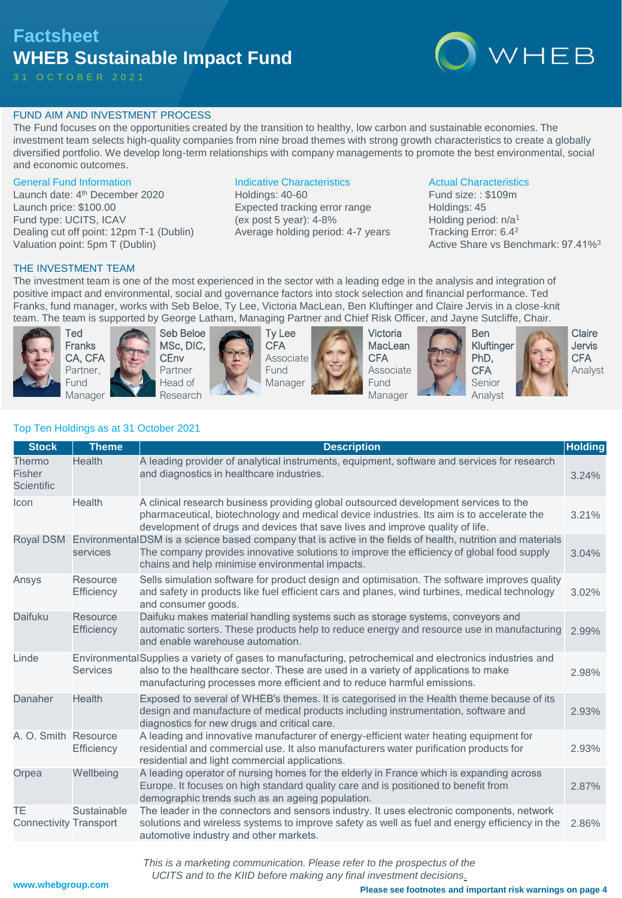# Factsheet
# WHEB Sustainable Impact Fund

31 OCTOBER 2021

WHEB

## FUND AIM AND INVESTMENT PROCESS

The Fund focuses on the opportunities created by the transition to healthy, low carbon and sustainable economies. The investment team selects high-quality companies from nine broad themes with strong growth characteristics to create a globally diversified portfolio. We develop long-term relationships with company managements to promote the best environmental, social and economic outcomes.

### General Fund Information

Launch date: 4th December 2020
Launch price: $100.00
Fund type: UCITS, ICAV
Dealing cut off point: 12pm T-1 (Dublin)
Valuation point: 5pm T (Dublin)

### Indicative Characteristics

Holdings: 40-60
Expected tracking error range
(ex post 5 year): 4-8%
Average holding period: 4-7 years

### Actual Characteristics

Fund size: : $109m
Holdings: 45
Holding period: n/a[1]
Tracking Error: 6.4[2]
Active Share vs Benchmark: 97.41%[3]

## THE INVESTMENT TEAM

The investment team is one of the most experienced in the sector with a leading edge in the analysis and integration of positive impact and environmental, social and governance factors into stock selection and financial performance. Ted Franks, fund manager, works with Seb Beloe, Ty Lee, Victoria MacLean, Ben Kluftinger and Claire Jervis in a close-knit team. The team is supported by George Latham, Managing Partner and Chief Risk Officer, and Jayne Sutcliffe, Chair.

- Ted Franks CA, CFA — Partner, Fund Manager
- Seb Beloe MSc, DIC, CEnv — Partner Head of Research
- Ty Lee CFA — Associate Fund Manager
- Victoria MacLean CFA — Associate Fund Manager
- Ben Kluftinger PhD, CFA — Senior Analyst
- Claire Jervis CFA — Analyst

### Top Ten Holdings as at 31 October 2021

| Stock | Theme | Description | Holding |
|---|---|---|---|
| Thermo Fisher Scientific | Health | A leading provider of analytical instruments, equipment, software and services for research and diagnostics in healthcare industries. | 3.24% |
| Icon | Health | A clinical research business providing global outsourced development services to the pharmaceutical, biotechnology and medical device industries. Its aim is to accelerate the development of drugs and devices that save lives and improve quality of life. | 3.21% |
| Royal DSM | Environmental services | DSM is a science based company that is active in the fields of health, nutrition and materials The company provides innovative solutions to improve the efficiency of global food supply chains and help minimise environmental impacts. | 3.04% |
| Ansys | Resource Efficiency | Sells simulation software for product design and optimisation. The software improves quality and safety in products like fuel efficient cars and planes, wind turbines, medical technology and consumer goods. | 3.02% |
| Daifuku | Resource Efficiency | Daifuku makes material handling systems such as storage systems, conveyors and automatic sorters. These products help to reduce energy and resource use in manufacturing and enable warehouse automation. | 2.99% |
| Linde | Environmental Services | Supplies a variety of gases to manufacturing, petrochemical and electronics industries and also to the healthcare sector. These are used in a variety of applications to make manufacturing processes more efficient and to reduce harmful emissions. | 2.98% |
| Danaher | Health | Exposed to several of WHEB's themes. It is categorised in the Health theme because of its design and manufacture of medical products including instrumentation, software and diagnostics for new drugs and critical care. | 2.93% |
| A. O. Smith | Resource Efficiency | A leading and innovative manufacturer of energy-efficient water heating equipment for residential and commercial use. It also manufacturers water purification products for residential and light commercial applications. | 2.93% |
| Orpea | Wellbeing | A leading operator of nursing homes for the elderly in France which is expanding across Europe. It focuses on high standard quality care and is positioned to benefit from demographic trends such as an ageing population. | 2.87% |
| TE Connectivity | Sustainable Transport | The leader in the connectors and sensors industry. It uses electronic components, network solutions and wireless systems to improve safety as well as fuel and energy efficiency in the automotive industry and other markets. | 2.86% |

*This is a marketing communication. Please refer to the prospectus of the UCITS and to the KIID before making any final investment decisions.*

www.whebgroup.com

**Please see footnotes and important risk warnings on page 4**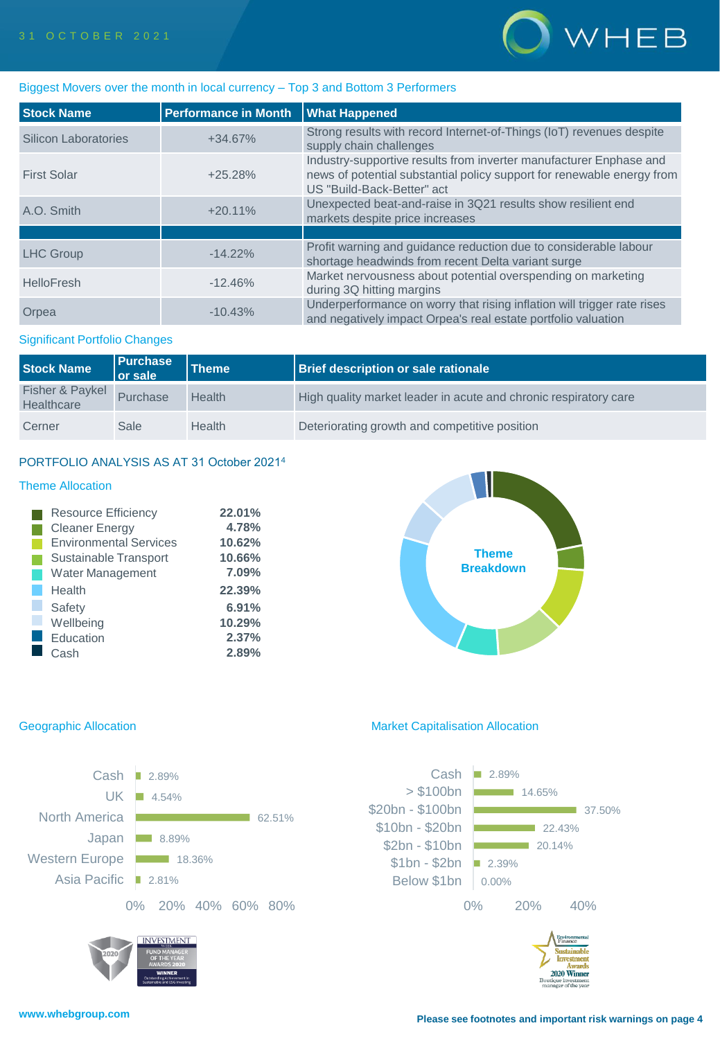Biggest Movers over the month in local currency – Top 3 and Bottom 3 Performers

| Stock Name | Performance in Month | What Happened |
|---|---|---|
| Silicon Laboratories | +34.67% | Strong results with record Internet-of-Things (IoT) revenues despite supply chain challenges |
| First Solar | +25.28% | Industry-supportive results from inverter manufacturer Enphase and news of potential substantial policy support for renewable energy from US "Build-Back-Better" act |
| A.O. Smith | +20.11% | Unexpected beat-and-raise in 3Q21 results show resilient end markets despite price increases |
| | | |
| LHC Group | -14.22% | Profit warning and guidance reduction due to considerable labour shortage headwinds from recent Delta variant surge |
| HelloFresh | -12.46% | Market nervousness about potential overspending on marketing during 3Q hitting margins |
| Orpea | -10.43% | Underperformance on worry that rising inflation will trigger rate rises and negatively impact Orpea's real estate portfolio valuation |

Significant Portfolio Changes

| Stock Name | Purchase or sale | Theme | Brief description or sale rationale |
|---|---|---|---|
| Fisher & Paykel Healthcare | Purchase | Health | High quality market leader in acute and chronic respiratory care |
| Cerner | Sale | Health | Deteriorating growth and competitive position |

## PORTFOLIO ANALYSIS AS AT 31 October 2021[4]

### Theme Allocation

| Theme | Allocation |
|---|---|
| Resource Efficiency | 22.01% |
| Cleaner Energy | 4.78% |
| Environmental Services | 10.62% |
| Sustainable Transport | 10.66% |
| Water Management | 7.09% |
| Health | 22.39% |
| Safety | 6.91% |
| Wellbeing | 10.29% |
| Education | 2.37% |
| Cash | 2.89% |

Theme Breakdown

### Geographic Allocation

| Region | Allocation |
|---|---|
| Cash | 2.89% |
| UK | 4.54% |
| North America | 62.51% |
| Japan | 8.89% |
| Western Europe | 18.36% |
| Asia Pacific | 2.81% |

### Market Capitalisation Allocation

| Market Cap | Allocation |
|---|---|
| Cash | 2.89% |
| > $100bn | 14.65% |
| $20bn - $100bn | 37.50% |
| $10bn - $20bn | 22.43% |
| $2bn - $10bn | 20.14% |
| $1bn - $2bn | 2.39% |
| Below $1bn | 0.00% |

www.whebgroup.com

Please see footnotes and important risk warnings on page 4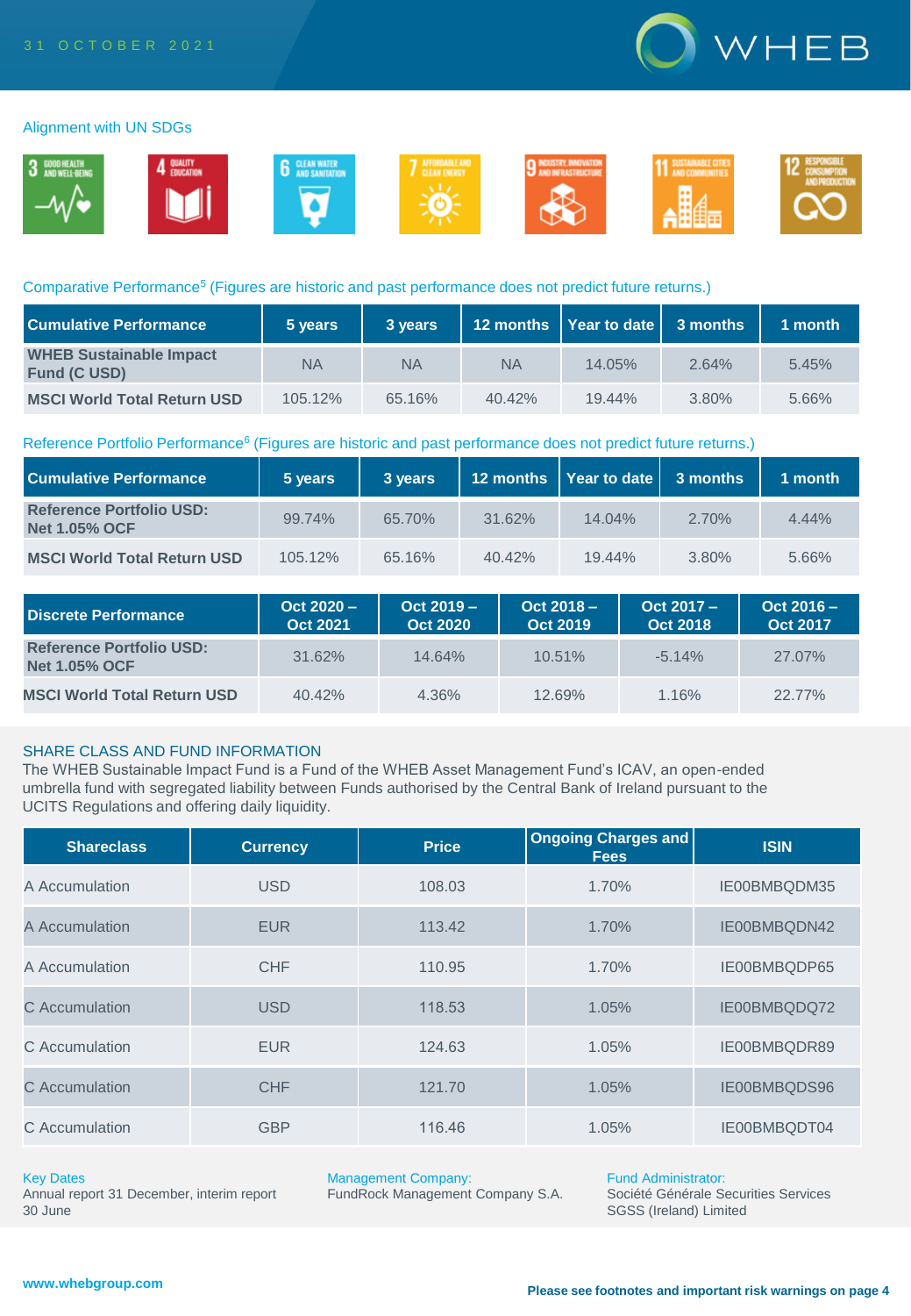## Alignment with UN SDGs

3 GOOD HEALTH AND WELL-BEING | 4 QUALITY EDUCATION | 6 CLEAN WATER AND SANITATION | 7 AFFORDABLE AND CLEAN ENERGY | 9 INDUSTRY, INNOVATION AND INFRASTRUCTURE | 11 SUSTAINABLE CITIES AND COMMUNITIES | 12 RESPONSIBLE CONSUMPTION AND PRODUCTION

## Comparative Performance[5] (Figures are historic and past performance does not predict future returns.)

| Cumulative Performance | 5 years | 3 years | 12 months | Year to date | 3 months | 1 month |
|---|---|---|---|---|---|---|
| WHEB Sustainable Impact Fund (C USD) | NA | NA | NA | 14.05% | 2.64% | 5.45% |
| MSCI World Total Return USD | 105.12% | 65.16% | 40.42% | 19.44% | 3.80% | 5.66% |

## Reference Portfolio Performance[6] (Figures are historic and past performance does not predict future returns.)

| Cumulative Performance | 5 years | 3 years | 12 months | Year to date | 3 months | 1 month |
|---|---|---|---|---|---|---|
| Reference Portfolio USD: Net 1.05% OCF | 99.74% | 65.70% | 31.62% | 14.04% | 2.70% | 4.44% |
| MSCI World Total Return USD | 105.12% | 65.16% | 40.42% | 19.44% | 3.80% | 5.66% |

| Discrete Performance | Oct 2020 – Oct 2021 | Oct 2019 – Oct 2020 | Oct 2018 – Oct 2019 | Oct 2017 – Oct 2018 | Oct 2016 – Oct 2017 |
|---|---|---|---|---|---|
| Reference Portfolio USD: Net 1.05% OCF | 31.62% | 14.64% | 10.51% | -5.14% | 27.07% |
| MSCI World Total Return USD | 40.42% | 4.36% | 12.69% | 1.16% | 22.77% |

## SHARE CLASS AND FUND INFORMATION

The WHEB Sustainable Impact Fund is a Fund of the WHEB Asset Management Fund's ICAV, an open-ended umbrella fund with segregated liability between Funds authorised by the Central Bank of Ireland pursuant to the UCITS Regulations and offering daily liquidity.

| Shareclass | Currency | Price | Ongoing Charges and Fees | ISIN |
|---|---|---|---|---|
| A Accumulation | USD | 108.03 | 1.70% | IE00BMBQDM35 |
| A Accumulation | EUR | 113.42 | 1.70% | IE00BMBQDN42 |
| A Accumulation | CHF | 110.95 | 1.70% | IE00BMBQDP65 |
| C Accumulation | USD | 118.53 | 1.05% | IE00BMBQDQ72 |
| C Accumulation | EUR | 124.63 | 1.05% | IE00BMBQDR89 |
| C Accumulation | CHF | 121.70 | 1.05% | IE00BMBQDS96 |
| C Accumulation | GBP | 116.46 | 1.05% | IE00BMBQDT04 |

**Key Dates**
Annual report 31 December, interim report 30 June

**Management Company:**
FundRock Management Company S.A.

**Fund Administrator:**
Société Générale Securities Services SGSS (Ireland) Limited

www.whebgroup.com

**Please see footnotes and important risk warnings on page 4**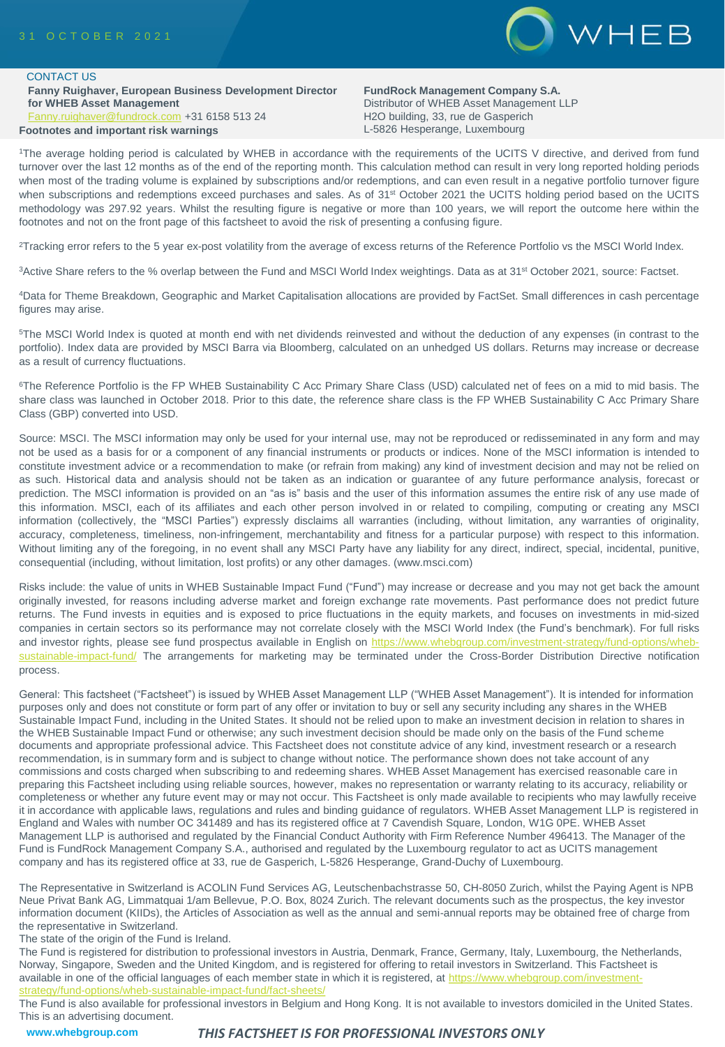31 OCTOBER 2021

CONTACT US

**Fanny Ruighaver, European Business Development Director for WHEB Asset Management**
Fanny.ruighaver@fundrock.com +31 6158 513 24

**FundRock Management Company S.A.**
Distributor of WHEB Asset Management LLP
H2O building, 33, rue de Gasperich
L-5826 Hesperange, Luxembourg

**Footnotes and important risk warnings**

[1]The average holding period is calculated by WHEB in accordance with the requirements of the UCITS V directive, and derived from fund turnover over the last 12 months as of the end of the reporting month. This calculation method can result in very long reported holding periods when most of the trading volume is explained by subscriptions and/or redemptions, and can even result in a negative portfolio turnover figure when subscriptions and redemptions exceed purchases and sales. As of 31st October 2021 the UCITS holding period based on the UCITS methodology was 297.92 years. Whilst the resulting figure is negative or more than 100 years, we will report the outcome here within the footnotes and not on the front page of this factsheet to avoid the risk of presenting a confusing figure.

[2]Tracking error refers to the 5 year ex-post volatility from the average of excess returns of the Reference Portfolio vs the MSCI World Index.

[3]Active Share refers to the % overlap between the Fund and MSCI World Index weightings. Data as at 31st October 2021, source: Factset.

[4]Data for Theme Breakdown, Geographic and Market Capitalisation allocations are provided by FactSet. Small differences in cash percentage figures may arise.

[5]The MSCI World Index is quoted at month end with net dividends reinvested and without the deduction of any expenses (in contrast to the portfolio). Index data are provided by MSCI Barra via Bloomberg, calculated on an unhedged US dollars. Returns may increase or decrease as a result of currency fluctuations.

[6]The Reference Portfolio is the FP WHEB Sustainability C Acc Primary Share Class (USD) calculated net of fees on a mid to mid basis. The share class was launched in October 2018. Prior to this date, the reference share class is the FP WHEB Sustainability C Acc Primary Share Class (GBP) converted into USD.

Source: MSCI. The MSCI information may only be used for your internal use, may not be reproduced or redisseminated in any form and may not be used as a basis for or a component of any financial instruments or products or indices. None of the MSCI information is intended to constitute investment advice or a recommendation to make (or refrain from making) any kind of investment decision and may not be relied on as such. Historical data and analysis should not be taken as an indication or guarantee of any future performance analysis, forecast or prediction. The MSCI information is provided on an "as is" basis and the user of this information assumes the entire risk of any use made of this information. MSCI, each of its affiliates and each other person involved in or related to compiling, computing or creating any MSCI information (collectively, the "MSCI Parties") expressly disclaims all warranties (including, without limitation, any warranties of originality, accuracy, completeness, timeliness, non-infringement, merchantability and fitness for a particular purpose) with respect to this information. Without limiting any of the foregoing, in no event shall any MSCI Party have any liability for any direct, indirect, special, incidental, punitive, consequential (including, without limitation, lost profits) or any other damages. (www.msci.com)

Risks include: the value of units in WHEB Sustainable Impact Fund ("Fund") may increase or decrease and you may not get back the amount originally invested, for reasons including adverse market and foreign exchange rate movements. Past performance does not predict future returns. The Fund invests in equities and is exposed to price fluctuations in the equity markets, and focuses on investments in mid-sized companies in certain sectors so its performance may not correlate closely with the MSCI World Index (the Fund's benchmark). For full risks and investor rights, please see fund prospectus available in English on https://www.whebgroup.com/investment-strategy/fund-options/wheb-sustainable-impact-fund/ The arrangements for marketing may be terminated under the Cross-Border Distribution Directive notification process.

General: This factsheet ("Factsheet") is issued by WHEB Asset Management LLP ("WHEB Asset Management"). It is intended for information purposes only and does not constitute or form part of any offer or invitation to buy or sell any security including any shares in the WHEB Sustainable Impact Fund, including in the United States. It should not be relied upon to make an investment decision in relation to shares in the WHEB Sustainable Impact Fund or otherwise; any such investment decision should be made only on the basis of the Fund scheme documents and appropriate professional advice. This Factsheet does not constitute advice of any kind, investment research or a research recommendation, is in summary form and is subject to change without notice. The performance shown does not take account of any commissions and costs charged when subscribing to and redeeming shares. WHEB Asset Management has exercised reasonable care in preparing this Factsheet including using reliable sources, however, makes no representation or warranty relating to its accuracy, reliability or completeness or whether any future event may or may not occur. This Factsheet is only made available to recipients who may lawfully receive it in accordance with applicable laws, regulations and rules and binding guidance of regulators. WHEB Asset Management LLP is registered in England and Wales with number OC 341489 and has its registered office at 7 Cavendish Square, London, W1G 0PE. WHEB Asset Management LLP is authorised and regulated by the Financial Conduct Authority with Firm Reference Number 496413. The Manager of the Fund is FundRock Management Company S.A., authorised and regulated by the Luxembourg regulator to act as UCITS management company and has its registered office at 33, rue de Gasperich, L-5826 Hesperange, Grand-Duchy of Luxembourg.

The Representative in Switzerland is ACOLIN Fund Services AG, Leutschenbachstrasse 50, CH-8050 Zurich, whilst the Paying Agent is NPB Neue Privat Bank AG, Limmatquai 1/am Bellevue, P.O. Box, 8024 Zurich. The relevant documents such as the prospectus, the key investor information document (KIIDs), the Articles of Association as well as the annual and semi-annual reports may be obtained free of charge from the representative in Switzerland.
The state of the origin of the Fund is Ireland.
The Fund is registered for distribution to professional investors in Austria, Denmark, France, Germany, Italy, Luxembourg, the Netherlands, Norway, Singapore, Sweden and the United Kingdom, and is registered for offering to retail investors in Switzerland. This Factsheet is available in one of the official languages of each member state in which it is registered, at https://www.whebgroup.com/investment-strategy/fund-options/wheb-sustainable-impact-fund/fact-sheets/
The Fund is also available for professional investors in Belgium and Hong Kong. It is not available to investors domiciled in the United States. This is an advertising document.

www.whebgroup.com

***THIS FACTSHEET IS FOR PROFESSIONAL INVESTORS ONLY***